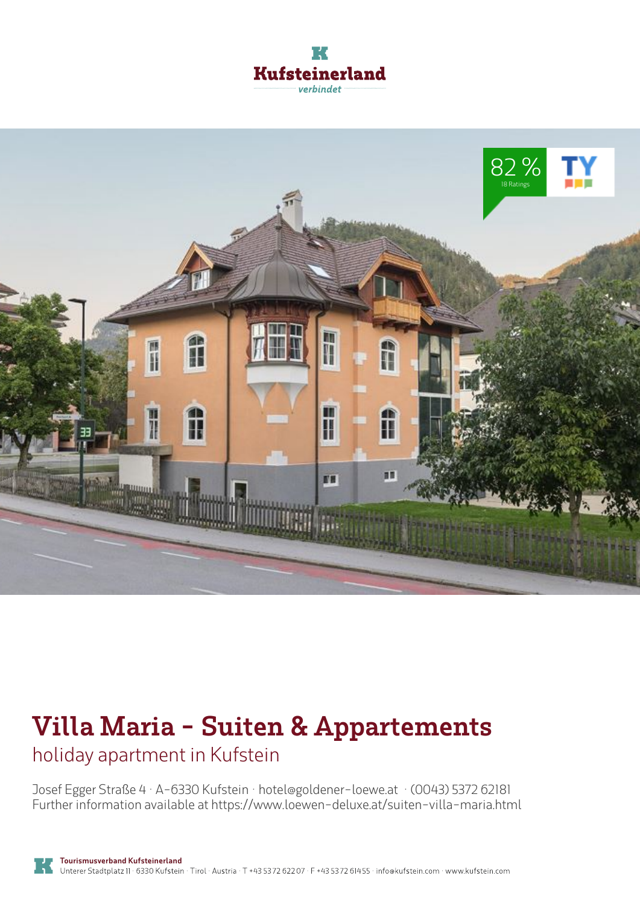Kufsteinerland
verbindet

82 %
18 Ratings

# Villa Maria - Suiten & Appartements

## holiday apartment in Kufstein

Josef Egger Straße 4 · A-6330 Kufstein · hotel@goldener-loewe.at · (0043) 5372 62181
Further information available at https://www.loewen-deluxe.at/suiten-villa-maria.html

**Tourismusverband Kufsteinerland**
Unterer Stadtplatz 11 · 6330 Kufstein · Tirol · Austria · T +43 5372 62207 · F +43 5372 61455 · info@kufstein.com · www.kufstein.com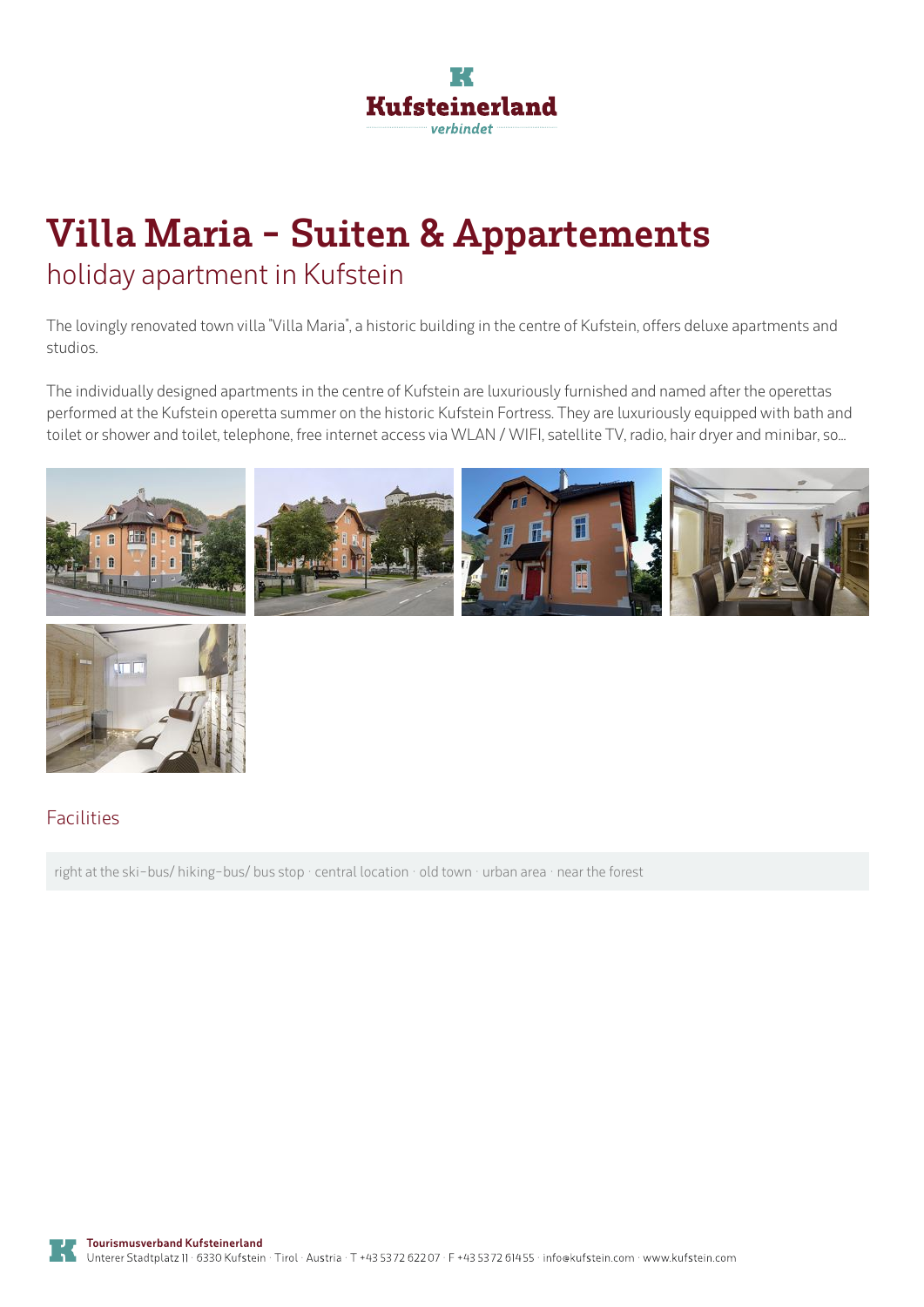# Villa Maria - Suiten & Appartements

## holiday apartment in Kufstein

The lovingly renovated town villa "Villa Maria", a historic building in the centre of Kufstein, offers deluxe apartments and studios.

The individually designed apartments in the centre of Kufstein are luxuriously furnished and named after the operettas performed at the Kufstein operetta summer on the historic Kufstein Fortress. They are luxuriously equipped with bath and toilet or shower and toilet, telephone, free internet access via WLAN / WIFI, satellite TV, radio, hair dryer and minibar, so...

### Facilities

right at the ski-bus/ hiking-bus/ bus stop · central location · old town · urban area · near the forest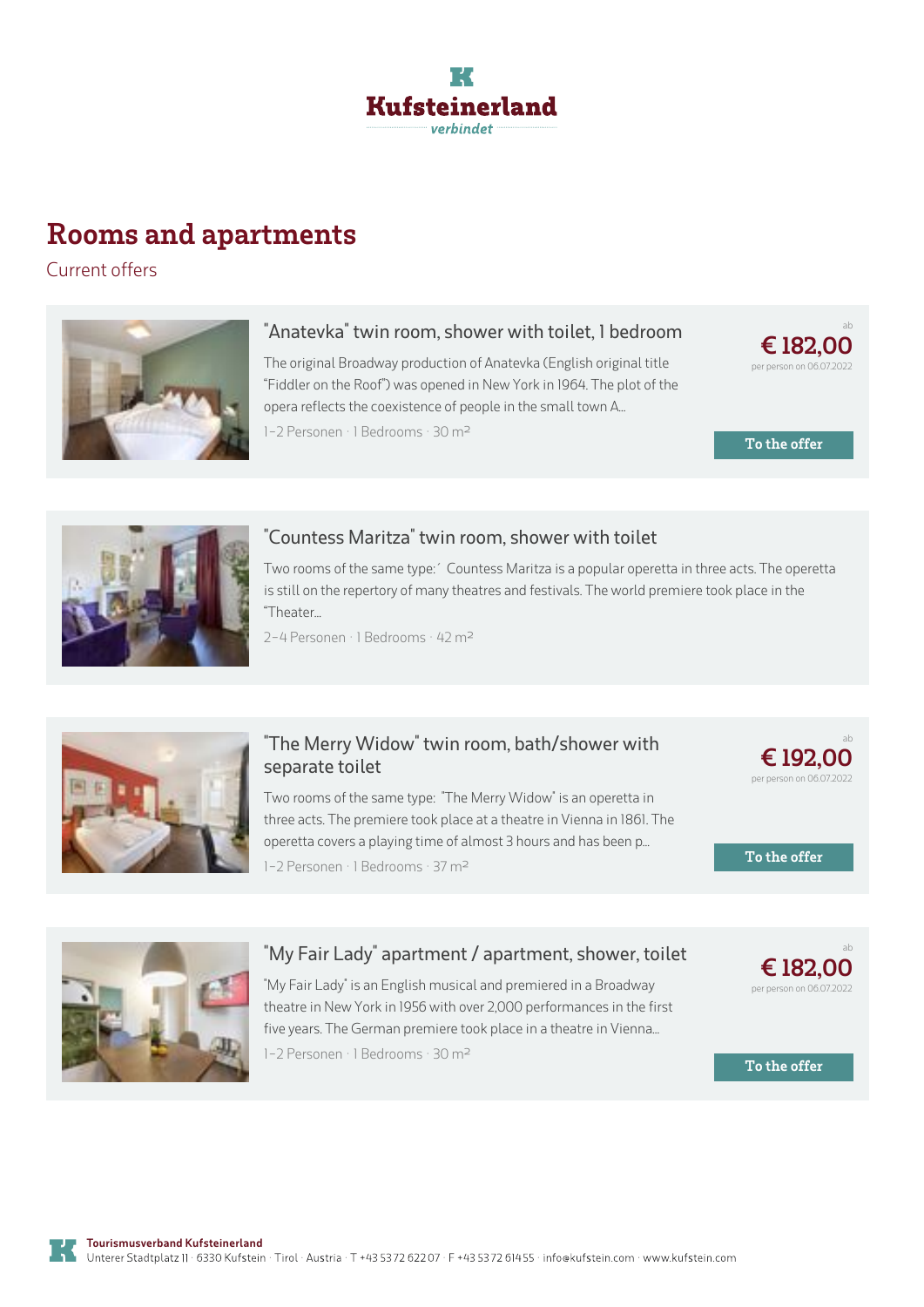Kufsteinerland
verbindet

# Rooms and apartments

Current offers

## "Anatevka" twin room, shower with toilet, 1 bedroom

The original Broadway production of Anatevka (English original title "Fiddler on the Roof") was opened in New York in 1964. The plot of the opera reflects the coexistence of people in the small town A...

1-2 Personen · 1 Bedrooms · 30 m²

ab **€ 182,00** per person on 06.07.2022

To the offer

## "Countess Maritza" twin room, shower with toilet

Two rooms of the same type:´ Countess Maritza is a popular operetta in three acts. The operetta is still on the repertory of many theatres and festivals. The world premiere took place in the "Theater...

2-4 Personen · 1 Bedrooms · 42 m²

## "The Merry Widow" twin room, bath/shower with separate toilet

Two rooms of the same type: "The Merry Widow" is an operetta in three acts. The premiere took place at a theatre in Vienna in 1861. The operetta covers a playing time of almost 3 hours and has been p...

1-2 Personen · 1 Bedrooms · 37 m²

ab **€ 192,00** per person on 06.07.2022

To the offer

## "My Fair Lady" apartment / apartment, shower, toilet

"My Fair Lady" is an English musical and premiered in a Broadway theatre in New York in 1956 with over 2,000 performances in the first five years. The German premiere took place in a theatre in Vienna...

1-2 Personen · 1 Bedrooms · 30 m²

ab **€ 182,00** per person on 06.07.2022

To the offer

**Tourismusverband Kufsteinerland**
Unterer Stadtplatz 11 · 6330 Kufstein · Tirol · Austria · T +43 5372 62207 · F +43 5372 61455 · info@kufstein.com · www.kufstein.com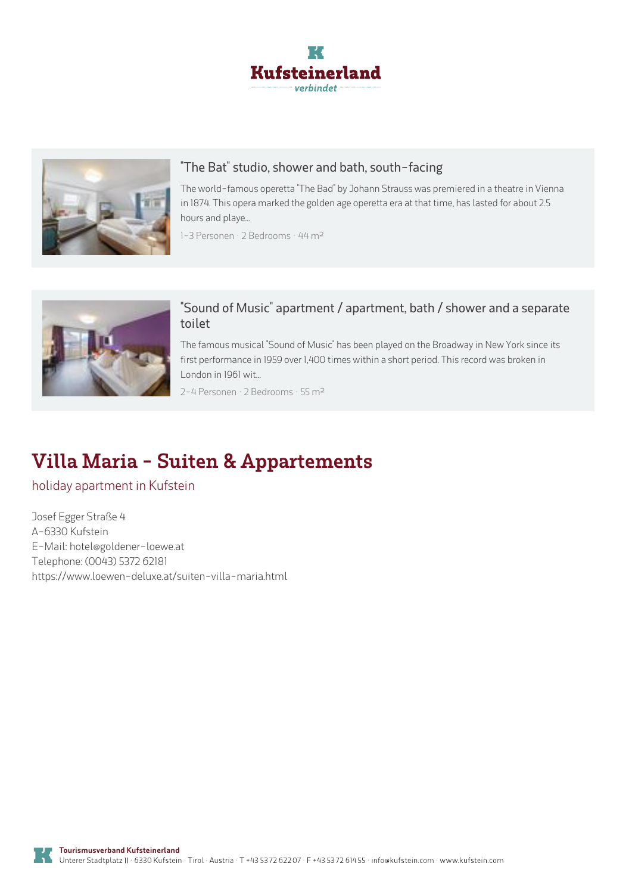### "The Bat" studio, shower and bath, south-facing

The world-famous operetta "The Bad" by Johann Strauss was premiered in a theatre in Vienna in 1874. This opera marked the golden age operetta era at that time, has lasted for about 2.5 hours and playe...

1-3 Personen · 2 Bedrooms · 44 m²

### "Sound of Music" apartment / apartment, bath / shower and a separate toilet

The famous musical "Sound of Music" has been played on the Broadway in New York since its first performance in 1959 over 1,400 times within a short period. This record was broken in London in 1961 wit...

2-4 Personen · 2 Bedrooms · 55 m²

# Villa Maria - Suiten & Appartements

holiday apartment in Kufstein

Josef Egger Straße 4
A-6330 Kufstein
E-Mail: hotel@goldener-loewe.at
Telephone: (0043) 5372 62181
https://www.loewen-deluxe.at/suiten-villa-maria.html